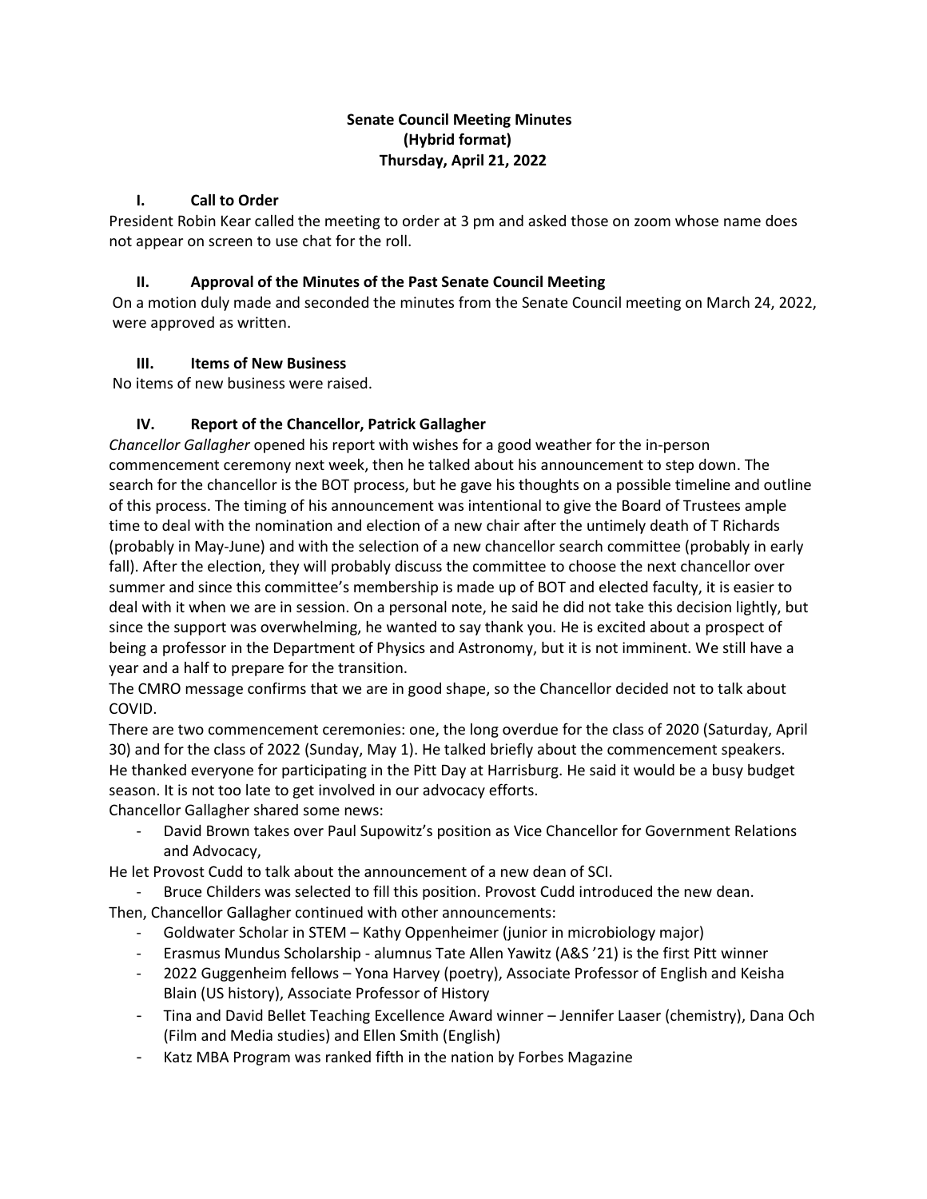# Senate Council Meeting Minutes
## (Hybrid format)
## Thursday, April 21, 2022

### I. Call to Order

President Robin Kear called the meeting to order at 3 pm and asked those on zoom whose name does not appear on screen to use chat for the roll.

### II. Approval of the Minutes of the Past Senate Council Meeting

On a motion duly made and seconded the minutes from the Senate Council meeting on March 24, 2022, were approved as written.

### III. Items of New Business

No items of new business were raised.

### IV. Report of the Chancellor, Patrick Gallagher

*Chancellor Gallagher* opened his report with wishes for a good weather for the in-person commencement ceremony next week, then he talked about his announcement to step down. The search for the chancellor is the BOT process, but he gave his thoughts on a possible timeline and outline of this process. The timing of his announcement was intentional to give the Board of Trustees ample time to deal with the nomination and election of a new chair after the untimely death of T Richards (probably in May-June) and with the selection of a new chancellor search committee (probably in early fall). After the election, they will probably discuss the committee to choose the next chancellor over summer and since this committee's membership is made up of BOT and elected faculty, it is easier to deal with it when we are in session. On a personal note, he said he did not take this decision lightly, but since the support was overwhelming, he wanted to say thank you. He is excited about a prospect of being a professor in the Department of Physics and Astronomy, but it is not imminent. We still have a year and a half to prepare for the transition.

The CMRO message confirms that we are in good shape, so the Chancellor decided not to talk about COVID.

There are two commencement ceremonies: one, the long overdue for the class of 2020 (Saturday, April 30) and for the class of 2022 (Sunday, May 1). He talked briefly about the commencement speakers. He thanked everyone for participating in the Pitt Day at Harrisburg. He said it would be a busy budget season. It is not too late to get involved in our advocacy efforts.

Chancellor Gallagher shared some news:

- David Brown takes over Paul Supowitz's position as Vice Chancellor for Government Relations and Advocacy,

He let Provost Cudd to talk about the announcement of a new dean of SCI.

- Bruce Childers was selected to fill this position. Provost Cudd introduced the new dean.

Then, Chancellor Gallagher continued with other announcements:

- Goldwater Scholar in STEM – Kathy Oppenheimer (junior in microbiology major)
- Erasmus Mundus Scholarship - alumnus Tate Allen Yawitz (A&S '21) is the first Pitt winner
- 2022 Guggenheim fellows – Yona Harvey (poetry), Associate Professor of English and Keisha Blain (US history), Associate Professor of History
- Tina and David Bellet Teaching Excellence Award winner – Jennifer Laaser (chemistry), Dana Och (Film and Media studies) and Ellen Smith (English)
- Katz MBA Program was ranked fifth in the nation by Forbes Magazine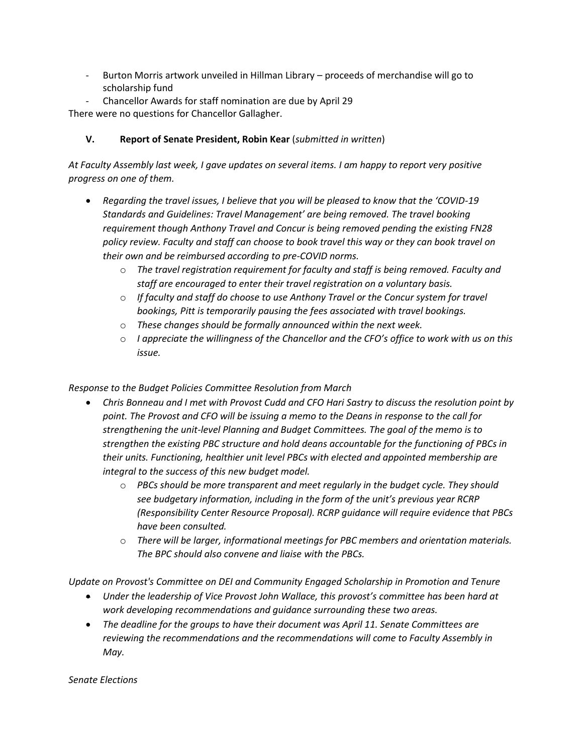- Burton Morris artwork unveiled in Hillman Library – proceeds of merchandise will go to scholarship fund
- Chancellor Awards for staff nomination are due by April 29

There were no questions for Chancellor Gallagher.

### V. Report of Senate President, Robin Kear (*submitted in written*)

*At Faculty Assembly last week, I gave updates on several items. I am happy to report very positive progress on one of them.*

- *Regarding the travel issues, I believe that you will be pleased to know that the 'COVID-19 Standards and Guidelines: Travel Management' are being removed. The travel booking requirement though Anthony Travel and Concur is being removed pending the existing FN28 policy review. Faculty and staff can choose to book travel this way or they can book travel on their own and be reimbursed according to pre-COVID norms.*
    - *The travel registration requirement for faculty and staff is being removed. Faculty and staff are encouraged to enter their travel registration on a voluntary basis.*
    - *If faculty and staff do choose to use Anthony Travel or the Concur system for travel bookings, Pitt is temporarily pausing the fees associated with travel bookings.*
    - *These changes should be formally announced within the next week.*
    - *I appreciate the willingness of the Chancellor and the CFO's office to work with us on this issue.*

*Response to the Budget Policies Committee Resolution from March*

- *Chris Bonneau and I met with Provost Cudd and CFO Hari Sastry to discuss the resolution point by point. The Provost and CFO will be issuing a memo to the Deans in response to the call for strengthening the unit-level Planning and Budget Committees. The goal of the memo is to strengthen the existing PBC structure and hold deans accountable for the functioning of PBCs in their units. Functioning, healthier unit level PBCs with elected and appointed membership are integral to the success of this new budget model.*
    - *PBCs should be more transparent and meet regularly in the budget cycle. They should see budgetary information, including in the form of the unit's previous year RCRP (Responsibility Center Resource Proposal). RCRP guidance will require evidence that PBCs have been consulted.*
    - *There will be larger, informational meetings for PBC members and orientation materials. The BPC should also convene and liaise with the PBCs.*

*Update on Provost's Committee on DEI and Community Engaged Scholarship in Promotion and Tenure*

- *Under the leadership of Vice Provost John Wallace, this provost's committee has been hard at work developing recommendations and guidance surrounding these two areas.*
- *The deadline for the groups to have their document was April 11. Senate Committees are reviewing the recommendations and the recommendations will come to Faculty Assembly in May.*

*Senate Elections*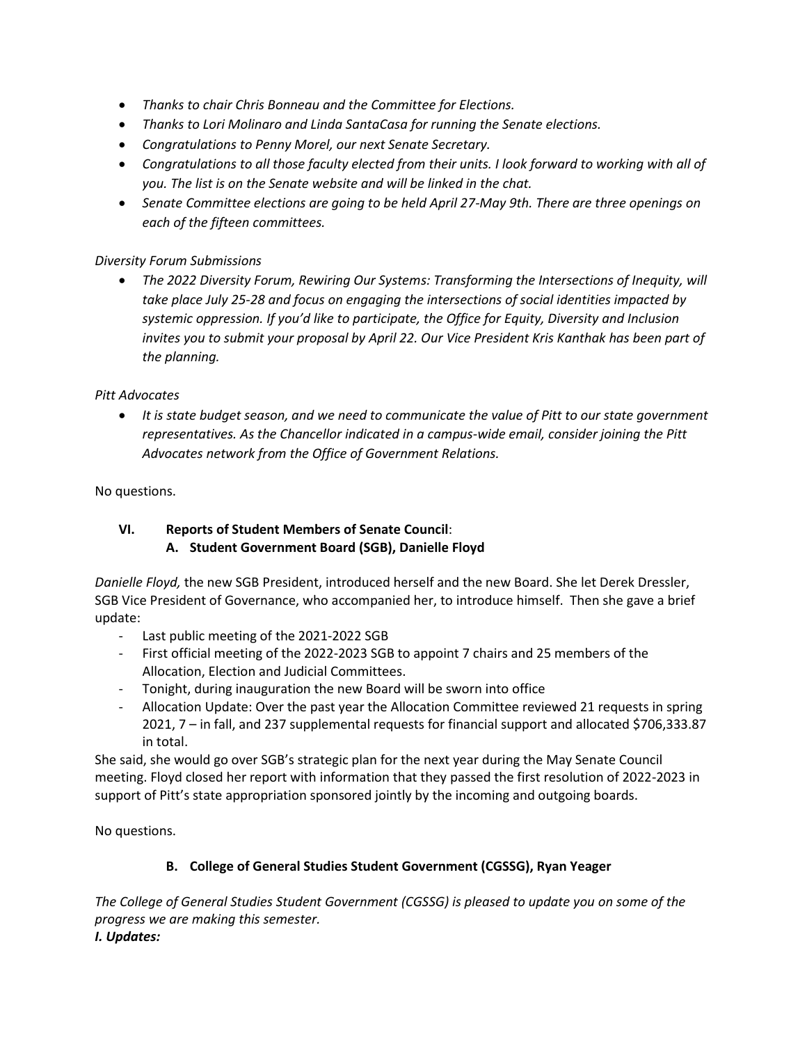- *Thanks to chair Chris Bonneau and the Committee for Elections.*
- *Thanks to Lori Molinaro and Linda SantaCasa for running the Senate elections.*
- *Congratulations to Penny Morel, our next Senate Secretary.*
- *Congratulations to all those faculty elected from their units. I look forward to working with all of you. The list is on the Senate website and will be linked in the chat.*
- *Senate Committee elections are going to be held April 27-May 9th. There are three openings on each of the fifteen committees.*

*Diversity Forum Submissions*

- *The 2022 Diversity Forum, Rewiring Our Systems: Transforming the Intersections of Inequity, will take place July 25-28 and focus on engaging the intersections of social identities impacted by systemic oppression. If you'd like to participate, the Office for Equity, Diversity and Inclusion invites you to submit your proposal by April 22. Our Vice President Kris Kanthak has been part of the planning.*

*Pitt Advocates*

- *It is state budget season, and we need to communicate the value of Pitt to our state government representatives. As the Chancellor indicated in a campus-wide email, consider joining the Pitt Advocates network from the Office of Government Relations.*

No questions.

### VI. Reports of Student Members of Senate Council:

#### A. Student Government Board (SGB), Danielle Floyd

*Danielle Floyd,* the new SGB President, introduced herself and the new Board. She let Derek Dressler, SGB Vice President of Governance, who accompanied her, to introduce himself. Then she gave a brief update:

- Last public meeting of the 2021-2022 SGB
- First official meeting of the 2022-2023 SGB to appoint 7 chairs and 25 members of the Allocation, Election and Judicial Committees.
- Tonight, during inauguration the new Board will be sworn into office
- Allocation Update: Over the past year the Allocation Committee reviewed 21 requests in spring 2021, 7 – in fall, and 237 supplemental requests for financial support and allocated $706,333.87 in total.

She said, she would go over SGB's strategic plan for the next year during the May Senate Council meeting. Floyd closed her report with information that they passed the first resolution of 2022-2023 in support of Pitt's state appropriation sponsored jointly by the incoming and outgoing boards.

No questions.

#### B. College of General Studies Student Government (CGSSG), Ryan Yeager

*The College of General Studies Student Government (CGSSG) is pleased to update you on some of the progress we are making this semester.*

***I. Updates:***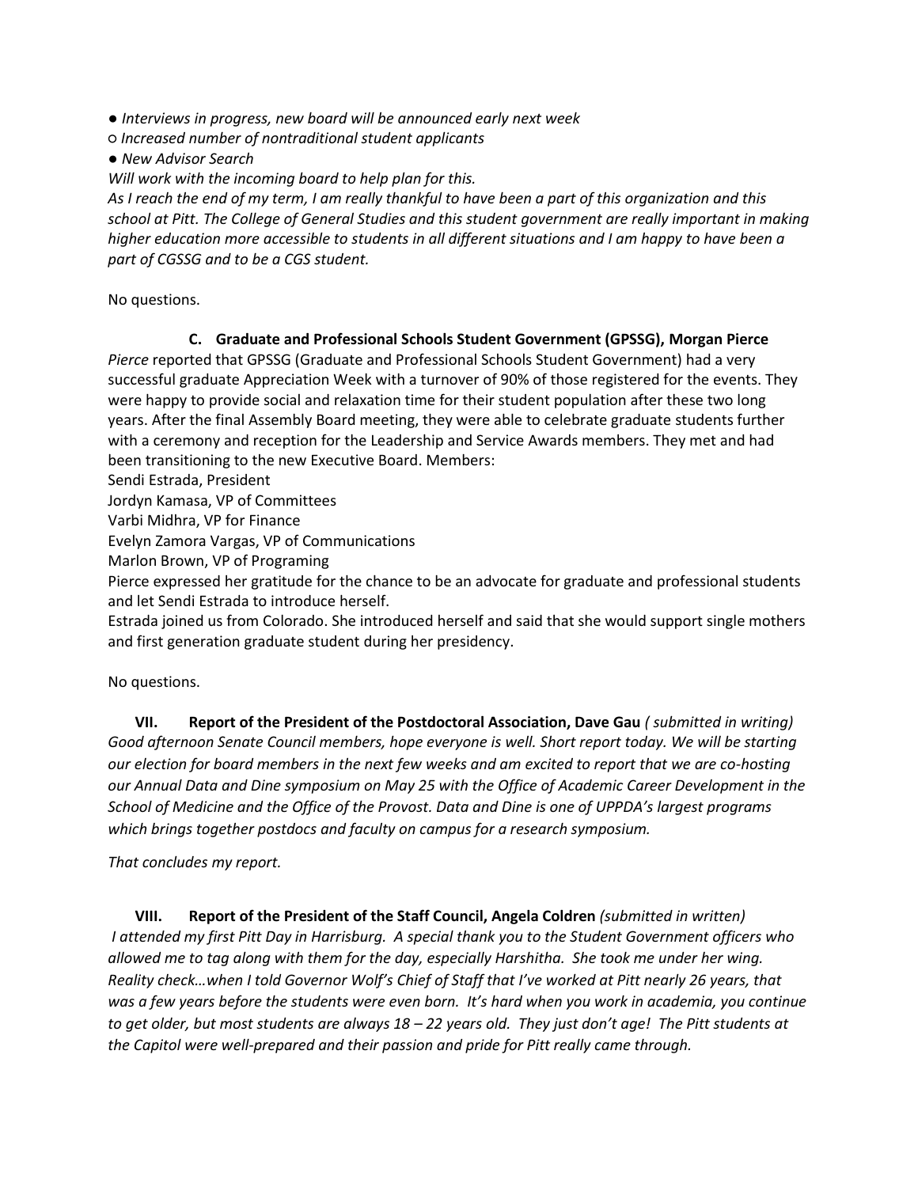*● Interviews in progress, new board will be announced early next week*

*○ Increased number of nontraditional student applicants*

*● New Advisor Search*

*Will work with the incoming board to help plan for this.*

*As I reach the end of my term, I am really thankful to have been a part of this organization and this school at Pitt. The College of General Studies and this student government are really important in making higher education more accessible to students in all different situations and I am happy to have been a part of CGSSG and to be a CGS student.*

No questions.

### C. Graduate and Professional Schools Student Government (GPSSG), Morgan Pierce

*Pierce* reported that GPSSG (Graduate and Professional Schools Student Government) had a very successful graduate Appreciation Week with a turnover of 90% of those registered for the events. They were happy to provide social and relaxation time for their student population after these two long years. After the final Assembly Board meeting, they were able to celebrate graduate students further with a ceremony and reception for the Leadership and Service Awards members. They met and had been transitioning to the new Executive Board. Members:

Sendi Estrada, President

Jordyn Kamasa, VP of Committees

Varbi Midhra, VP for Finance

Evelyn Zamora Vargas, VP of Communications

Marlon Brown, VP of Programing

Pierce expressed her gratitude for the chance to be an advocate for graduate and professional students and let Sendi Estrada to introduce herself.

Estrada joined us from Colorado. She introduced herself and said that she would support single mothers and first generation graduate student during her presidency.

No questions.

## VII. Report of the President of the Postdoctoral Association, Dave Gau *( submitted in writing)*

*Good afternoon Senate Council members, hope everyone is well. Short report today. We will be starting our election for board members in the next few weeks and am excited to report that we are co-hosting our Annual Data and Dine symposium on May 25 with the Office of Academic Career Development in the School of Medicine and the Office of the Provost. Data and Dine is one of UPPDA's largest programs which brings together postdocs and faculty on campus for a research symposium.*

*That concludes my report.*

## VIII. Report of the President of the Staff Council, Angela Coldren *(submitted in written)*

*I attended my first Pitt Day in Harrisburg. A special thank you to the Student Government officers who allowed me to tag along with them for the day, especially Harshitha. She took me under her wing. Reality check…when I told Governor Wolf's Chief of Staff that I've worked at Pitt nearly 26 years, that was a few years before the students were even born. It's hard when you work in academia, you continue to get older, but most students are always 18 – 22 years old. They just don't age! The Pitt students at the Capitol were well-prepared and their passion and pride for Pitt really came through.*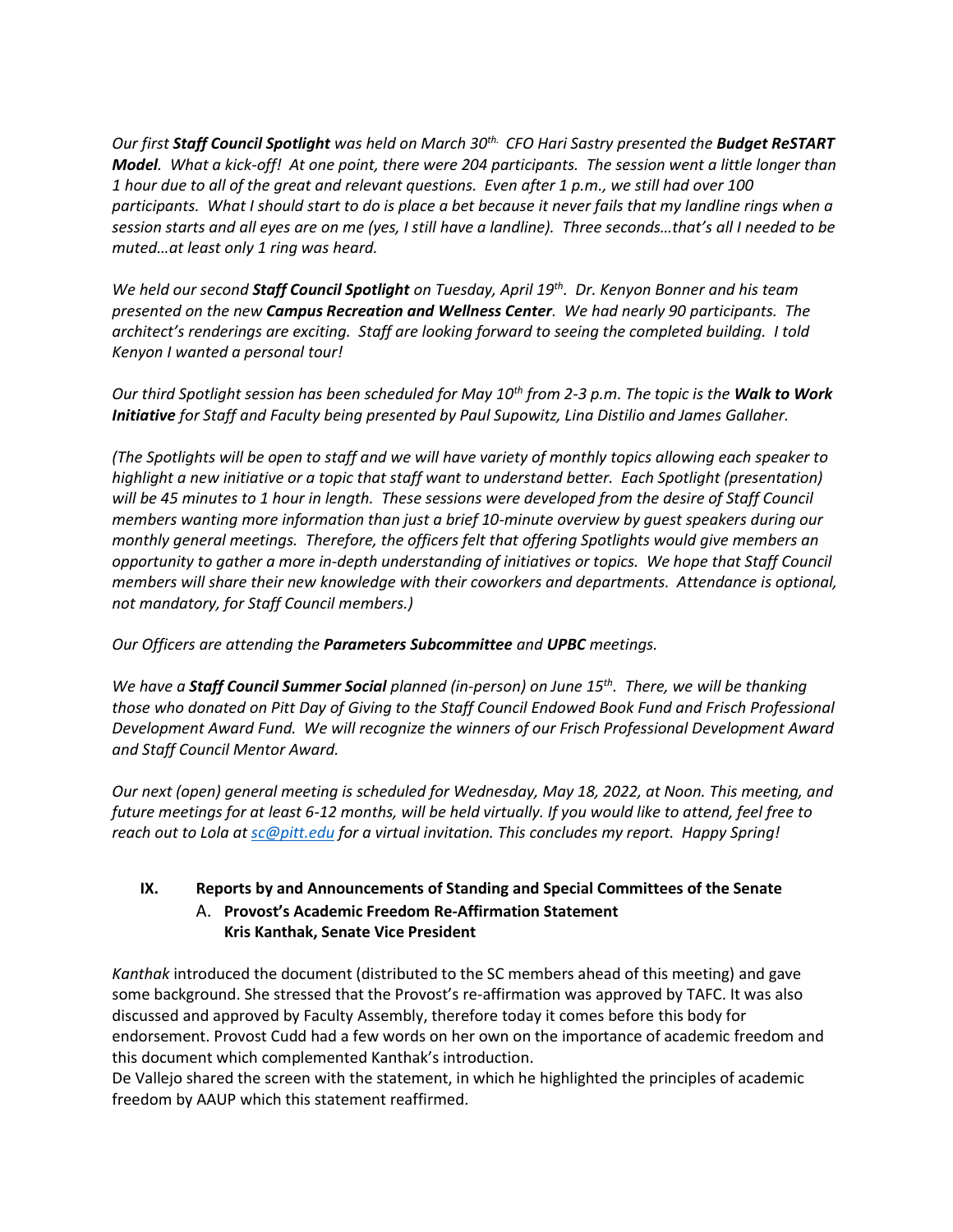*Our first **Staff Council Spotlight** was held on March 30th. CFO Hari Sastry presented the **Budget ReSTART Model**. What a kick-off! At one point, there were 204 participants. The session went a little longer than 1 hour due to all of the great and relevant questions. Even after 1 p.m., we still had over 100 participants. What I should start to do is place a bet because it never fails that my landline rings when a session starts and all eyes are on me (yes, I still have a landline). Three seconds…that's all I needed to be muted…at least only 1 ring was heard.*

*We held our second **Staff Council Spotlight** on Tuesday, April 19th. Dr. Kenyon Bonner and his team presented on the new **Campus Recreation and Wellness Center**. We had nearly 90 participants. The architect's renderings are exciting. Staff are looking forward to seeing the completed building. I told Kenyon I wanted a personal tour!*

*Our third Spotlight session has been scheduled for May 10th from 2-3 p.m. The topic is the **Walk to Work Initiative** for Staff and Faculty being presented by Paul Supowitz, Lina Distilio and James Gallaher.*

*(The Spotlights will be open to staff and we will have variety of monthly topics allowing each speaker to highlight a new initiative or a topic that staff want to understand better. Each Spotlight (presentation) will be 45 minutes to 1 hour in length. These sessions were developed from the desire of Staff Council members wanting more information than just a brief 10-minute overview by guest speakers during our monthly general meetings. Therefore, the officers felt that offering Spotlights would give members an opportunity to gather a more in-depth understanding of initiatives or topics. We hope that Staff Council members will share their new knowledge with their coworkers and departments. Attendance is optional, not mandatory, for Staff Council members.)*

*Our Officers are attending the **Parameters Subcommittee** and **UPBC** meetings.*

*We have a **Staff Council Summer Social** planned (in-person) on June 15th. There, we will be thanking those who donated on Pitt Day of Giving to the Staff Council Endowed Book Fund and Frisch Professional Development Award Fund. We will recognize the winners of our Frisch Professional Development Award and Staff Council Mentor Award.*

*Our next (open) general meeting is scheduled for Wednesday, May 18, 2022, at Noon. This meeting, and future meetings for at least 6-12 months, will be held virtually. If you would like to attend, feel free to reach out to Lola at sc@pitt.edu for a virtual invitation. This concludes my report. Happy Spring!*

## IX. Reports by and Announcements of Standing and Special Committees of the Senate

### A. Provost's Academic Freedom Re-Affirmation Statement
**Kris Kanthak, Senate Vice President**

*Kanthak* introduced the document (distributed to the SC members ahead of this meeting) and gave some background. She stressed that the Provost's re-affirmation was approved by TAFC. It was also discussed and approved by Faculty Assembly, therefore today it comes before this body for endorsement. Provost Cudd had a few words on her own on the importance of academic freedom and this document which complemented Kanthak's introduction.
De Vallejo shared the screen with the statement, in which he highlighted the principles of academic freedom by AAUP which this statement reaffirmed.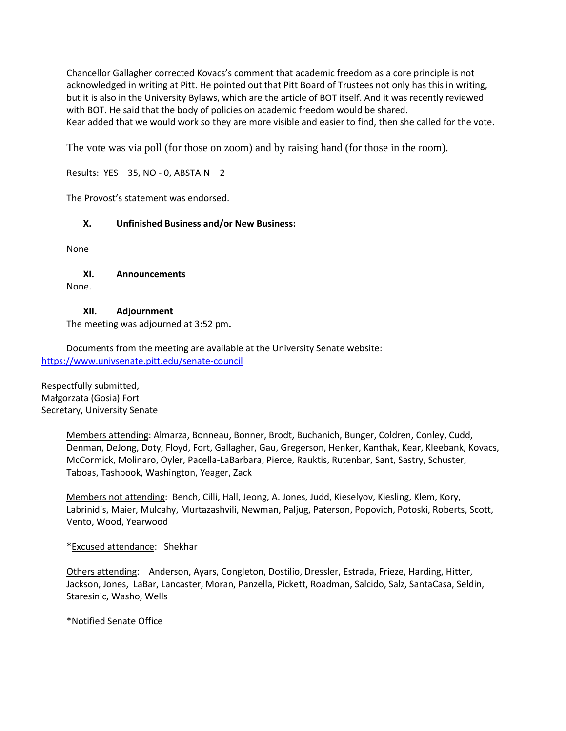Chancellor Gallagher corrected Kovacs's comment that academic freedom as a core principle is not acknowledged in writing at Pitt. He pointed out that Pitt Board of Trustees not only has this in writing, but it is also in the University Bylaws, which are the article of BOT itself. And it was recently reviewed with BOT. He said that the body of policies on academic freedom would be shared.
Kear added that we would work so they are more visible and easier to find, then she called for the vote.

The vote was via poll (for those on zoom) and by raising hand (for those in the room).

Results: YES – 35, NO - 0, ABSTAIN – 2

The Provost's statement was endorsed.

### X. Unfinished Business and/or New Business:

None

### XI. Announcements

None.

### XII. Adjournment

The meeting was adjourned at 3:52 pm.

Documents from the meeting are available at the University Senate website: https://www.univsenate.pitt.edu/senate-council

Respectfully submitted,
Małgorzata (Gosia) Fort
Secretary, University Senate

Members attending: Almarza, Bonneau, Bonner, Brodt, Buchanich, Bunger, Coldren, Conley, Cudd, Denman, DeJong, Doty, Floyd, Fort, Gallagher, Gau, Gregerson, Henker, Kanthak, Kear, Kleebank, Kovacs, McCormick, Molinaro, Oyler, Pacella-LaBarbara, Pierce, Rauktis, Rutenbar, Sant, Sastry, Schuster, Taboas, Tashbook, Washington, Yeager, Zack

Members not attending: Bench, Cilli, Hall, Jeong, A. Jones, Judd, Kieselyov, Kiesling, Klem, Kory, Labrinidis, Maier, Mulcahy, Murtazashvili, Newman, Paljug, Paterson, Popovich, Potoski, Roberts, Scott, Vento, Wood, Yearwood

*Excused attendance: Shekhar

Others attending: Anderson, Ayars, Congleton, Dostilio, Dressler, Estrada, Frieze, Harding, Hitter, Jackson, Jones, LaBar, Lancaster, Moran, Panzella, Pickett, Roadman, Salcido, Salz, SantaCasa, Seldin, Staresinic, Washo, Wells

*Notified Senate Office